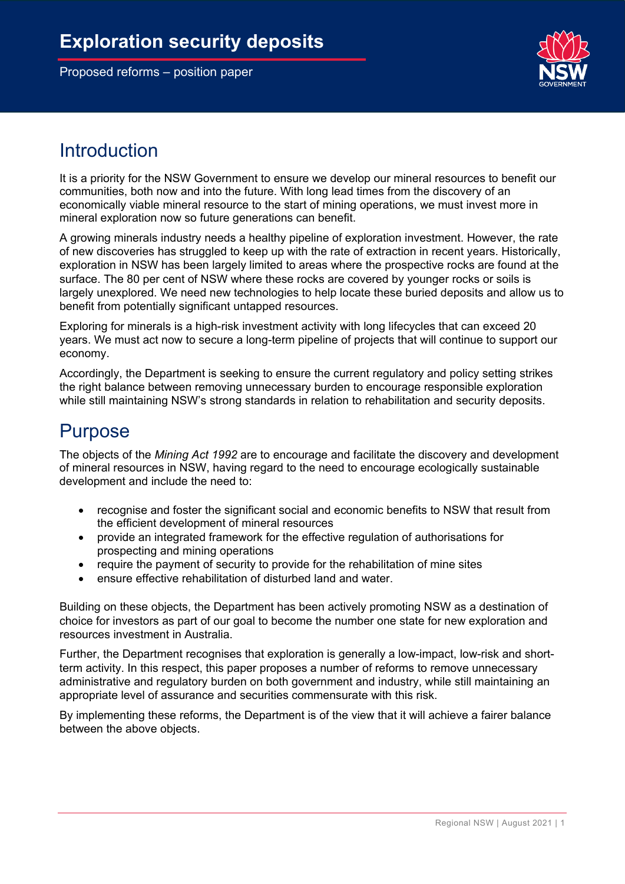# Exploration security deposits

Proposed reforms – position paper

## Introduction

It is a priority for the NSW Government to ensure we develop our mineral resources to benefit our communities, both now and into the future. With long lead times from the discovery of an economically viable mineral resource to the start of mining operations, we must invest more in mineral exploration now so future generations can benefit.

A growing minerals industry needs a healthy pipeline of exploration investment. However, the rate of new discoveries has struggled to keep up with the rate of extraction in recent years. Historically, exploration in NSW has been largely limited to areas where the prospective rocks are found at the surface. The 80 per cent of NSW where these rocks are covered by younger rocks or soils is largely unexplored. We need new technologies to help locate these buried deposits and allow us to benefit from potentially significant untapped resources.

Exploring for minerals is a high-risk investment activity with long lifecycles that can exceed 20 years. We must act now to secure a long-term pipeline of projects that will continue to support our economy.

Accordingly, the Department is seeking to ensure the current regulatory and policy setting strikes the right balance between removing unnecessary burden to encourage responsible exploration while still maintaining NSW's strong standards in relation to rehabilitation and security deposits.

## Purpose

The objects of the *Mining Act 1992* are to encourage and facilitate the discovery and development of mineral resources in NSW, having regard to the need to encourage ecologically sustainable development and include the need to:

- recognise and foster the significant social and economic benefits to NSW that result from the efficient development of mineral resources
- provide an integrated framework for the effective regulation of authorisations for prospecting and mining operations
- require the payment of security to provide for the rehabilitation of mine sites
- ensure effective rehabilitation of disturbed land and water.

Building on these objects, the Department has been actively promoting NSW as a destination of choice for investors as part of our goal to become the number one state for new exploration and resources investment in Australia.

Further, the Department recognises that exploration is generally a low-impact, low-risk and short-term activity. In this respect, this paper proposes a number of reforms to remove unnecessary administrative and regulatory burden on both government and industry, while still maintaining an appropriate level of assurance and securities commensurate with this risk.

By implementing these reforms, the Department is of the view that it will achieve a fairer balance between the above objects.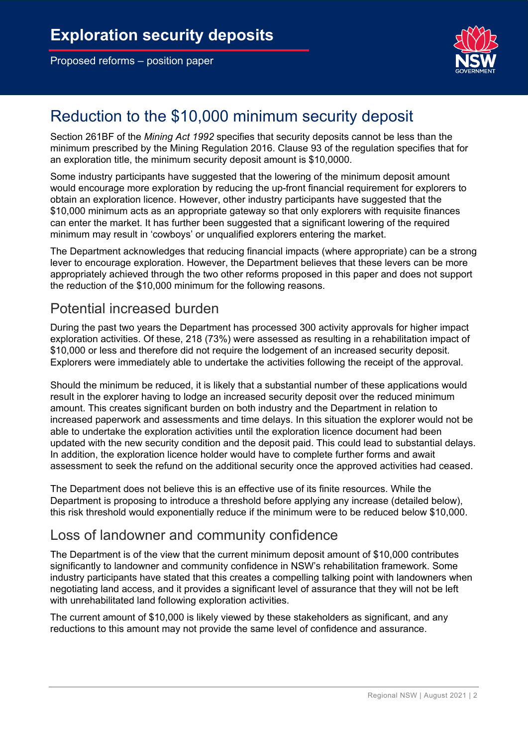## Reduction to the $10,000 minimum security deposit

Section 261BF of the *Mining Act 1992* specifies that security deposits cannot be less than the minimum prescribed by the Mining Regulation 2016. Clause 93 of the regulation specifies that for an exploration title, the minimum security deposit amount is $10,0000.

Some industry participants have suggested that the lowering of the minimum deposit amount would encourage more exploration by reducing the up-front financial requirement for explorers to obtain an exploration licence. However, other industry participants have suggested that the $10,000 minimum acts as an appropriate gateway so that only explorers with requisite finances can enter the market. It has further been suggested that a significant lowering of the required minimum may result in 'cowboys' or unqualified explorers entering the market.

The Department acknowledges that reducing financial impacts (where appropriate) can be a strong lever to encourage exploration. However, the Department believes that these levers can be more appropriately achieved through the two other reforms proposed in this paper and does not support the reduction of the $10,000 minimum for the following reasons.

### Potential increased burden

During the past two years the Department has processed 300 activity approvals for higher impact exploration activities. Of these, 218 (73%) were assessed as resulting in a rehabilitation impact of $10,000 or less and therefore did not require the lodgement of an increased security deposit. Explorers were immediately able to undertake the activities following the receipt of the approval.

Should the minimum be reduced, it is likely that a substantial number of these applications would result in the explorer having to lodge an increased security deposit over the reduced minimum amount. This creates significant burden on both industry and the Department in relation to increased paperwork and assessments and time delays. In this situation the explorer would not be able to undertake the exploration activities until the exploration licence document had been updated with the new security condition and the deposit paid. This could lead to substantial delays. In addition, the exploration licence holder would have to complete further forms and await assessment to seek the refund on the additional security once the approved activities had ceased.

The Department does not believe this is an effective use of its finite resources. While the Department is proposing to introduce a threshold before applying any increase (detailed below), this risk threshold would exponentially reduce if the minimum were to be reduced below $10,000.

### Loss of landowner and community confidence

The Department is of the view that the current minimum deposit amount of $10,000 contributes significantly to landowner and community confidence in NSW's rehabilitation framework. Some industry participants have stated that this creates a compelling talking point with landowners when negotiating land access, and it provides a significant level of assurance that they will not be left with unrehabilitated land following exploration activities.

The current amount of $10,000 is likely viewed by these stakeholders as significant, and any reductions to this amount may not provide the same level of confidence and assurance.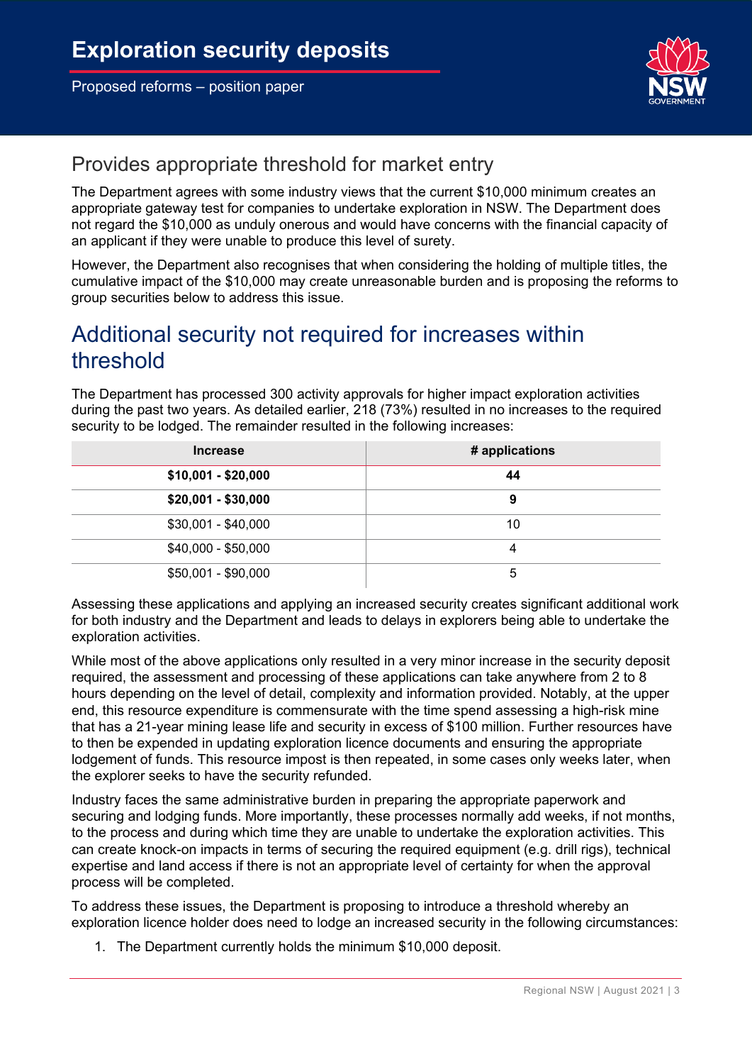## Provides appropriate threshold for market entry

The Department agrees with some industry views that the current $10,000 minimum creates an appropriate gateway test for companies to undertake exploration in NSW. The Department does not regard the $10,000 as unduly onerous and would have concerns with the financial capacity of an applicant if they were unable to produce this level of surety.

However, the Department also recognises that when considering the holding of multiple titles, the cumulative impact of the $10,000 may create unreasonable burden and is proposing the reforms to group securities below to address this issue.

# Additional security not required for increases within threshold

The Department has processed 300 activity approvals for higher impact exploration activities during the past two years. As detailed earlier, 218 (73%) resulted in no increases to the required security to be lodged. The remainder resulted in the following increases:

| Increase | # applications |
|---|---|
| **$10,001 - $20,000** | **44** |
| **$20,001 - $30,000** | **9** |
| $30,001 - $40,000 | 10 |
| $40,000 - $50,000 | 4 |
| $50,001 - $90,000 | 5 |

Assessing these applications and applying an increased security creates significant additional work for both industry and the Department and leads to delays in explorers being able to undertake the exploration activities.

While most of the above applications only resulted in a very minor increase in the security deposit required, the assessment and processing of these applications can take anywhere from 2 to 8 hours depending on the level of detail, complexity and information provided. Notably, at the upper end, this resource expenditure is commensurate with the time spend assessing a high-risk mine that has a 21-year mining lease life and security in excess of $100 million. Further resources have to then be expended in updating exploration licence documents and ensuring the appropriate lodgement of funds. This resource impost is then repeated, in some cases only weeks later, when the explorer seeks to have the security refunded.

Industry faces the same administrative burden in preparing the appropriate paperwork and securing and lodging funds. More importantly, these processes normally add weeks, if not months, to the process and during which time they are unable to undertake the exploration activities. This can create knock-on impacts in terms of securing the required equipment (e.g. drill rigs), technical expertise and land access if there is not an appropriate level of certainty for when the approval process will be completed.

To address these issues, the Department is proposing to introduce a threshold whereby an exploration licence holder does need to lodge an increased security in the following circumstances:

1. The Department currently holds the minimum $10,000 deposit.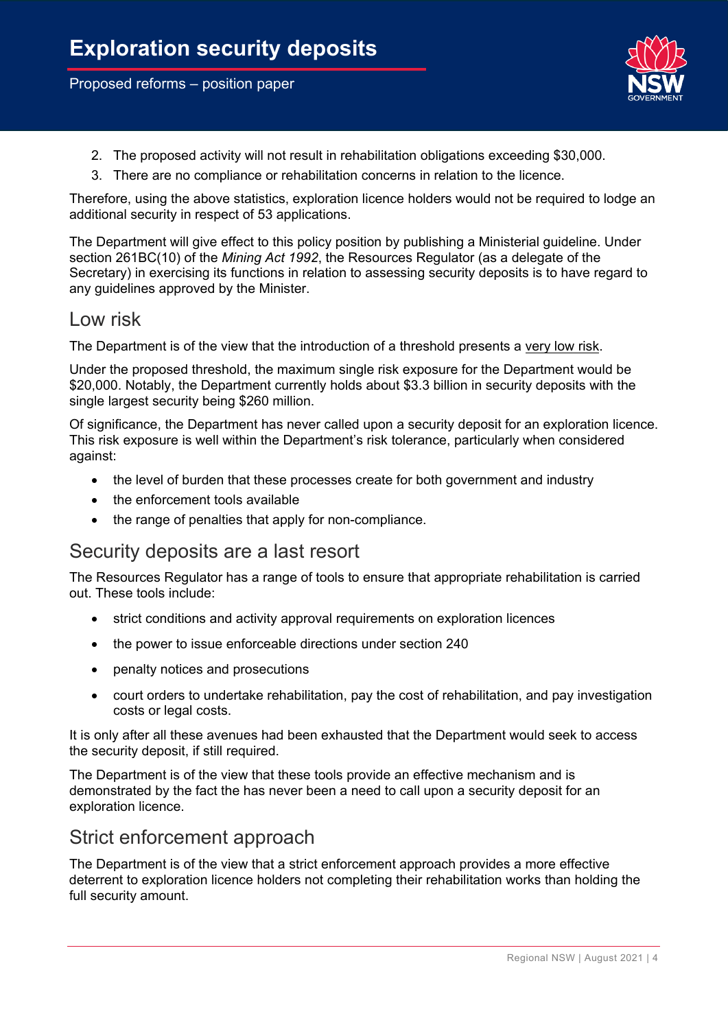2. The proposed activity will not result in rehabilitation obligations exceeding $30,000.
3. There are no compliance or rehabilitation concerns in relation to the licence.

Therefore, using the above statistics, exploration licence holders would not be required to lodge an additional security in respect of 53 applications.

The Department will give effect to this policy position by publishing a Ministerial guideline. Under section 261BC(10) of the *Mining Act 1992*, the Resources Regulator (as a delegate of the Secretary) in exercising its functions in relation to assessing security deposits is to have regard to any guidelines approved by the Minister.

## Low risk

The Department is of the view that the introduction of a threshold presents a very low risk.

Under the proposed threshold, the maximum single risk exposure for the Department would be $20,000. Notably, the Department currently holds about $3.3 billion in security deposits with the single largest security being $260 million.

Of significance, the Department has never called upon a security deposit for an exploration licence. This risk exposure is well within the Department's risk tolerance, particularly when considered against:

- the level of burden that these processes create for both government and industry
- the enforcement tools available
- the range of penalties that apply for non-compliance.

## Security deposits are a last resort

The Resources Regulator has a range of tools to ensure that appropriate rehabilitation is carried out. These tools include:

- strict conditions and activity approval requirements on exploration licences
- the power to issue enforceable directions under section 240
- penalty notices and prosecutions
- court orders to undertake rehabilitation, pay the cost of rehabilitation, and pay investigation costs or legal costs.

It is only after all these avenues had been exhausted that the Department would seek to access the security deposit, if still required.

The Department is of the view that these tools provide an effective mechanism and is demonstrated by the fact the has never been a need to call upon a security deposit for an exploration licence.

## Strict enforcement approach

The Department is of the view that a strict enforcement approach provides a more effective deterrent to exploration licence holders not completing their rehabilitation works than holding the full security amount.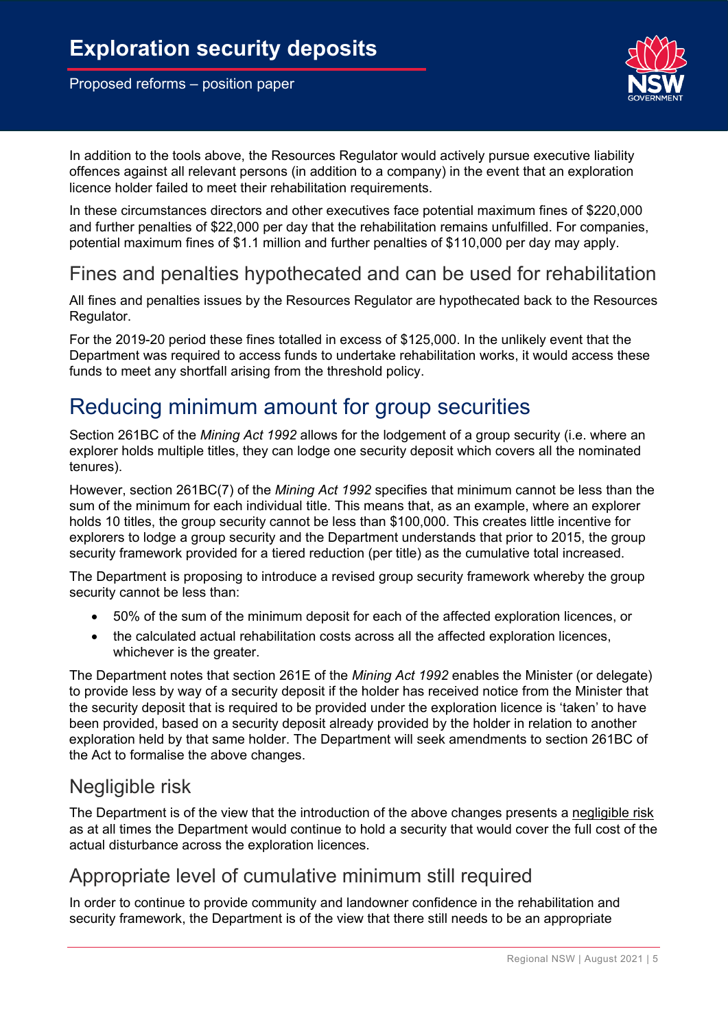In addition to the tools above, the Resources Regulator would actively pursue executive liability offences against all relevant persons (in addition to a company) in the event that an exploration licence holder failed to meet their rehabilitation requirements.

In these circumstances directors and other executives face potential maximum fines of $220,000 and further penalties of $22,000 per day that the rehabilitation remains unfulfilled. For companies, potential maximum fines of $1.1 million and further penalties of $110,000 per day may apply.

### Fines and penalties hypothecated and can be used for rehabilitation

All fines and penalties issues by the Resources Regulator are hypothecated back to the Resources Regulator.

For the 2019-20 period these fines totalled in excess of $125,000. In the unlikely event that the Department was required to access funds to undertake rehabilitation works, it would access these funds to meet any shortfall arising from the threshold policy.

## Reducing minimum amount for group securities

Section 261BC of the *Mining Act 1992* allows for the lodgement of a group security (i.e. where an explorer holds multiple titles, they can lodge one security deposit which covers all the nominated tenures).

However, section 261BC(7) of the *Mining Act 1992* specifies that minimum cannot be less than the sum of the minimum for each individual title. This means that, as an example, where an explorer holds 10 titles, the group security cannot be less than $100,000. This creates little incentive for explorers to lodge a group security and the Department understands that prior to 2015, the group security framework provided for a tiered reduction (per title) as the cumulative total increased.

The Department is proposing to introduce a revised group security framework whereby the group security cannot be less than:

- 50% of the sum of the minimum deposit for each of the affected exploration licences, or
- the calculated actual rehabilitation costs across all the affected exploration licences, whichever is the greater.

The Department notes that section 261E of the *Mining Act 1992* enables the Minister (or delegate) to provide less by way of a security deposit if the holder has received notice from the Minister that the security deposit that is required to be provided under the exploration licence is 'taken' to have been provided, based on a security deposit already provided by the holder in relation to another exploration held by that same holder. The Department will seek amendments to section 261BC of the Act to formalise the above changes.

### Negligible risk

The Department is of the view that the introduction of the above changes presents a negligible risk as at all times the Department would continue to hold a security that would cover the full cost of the actual disturbance across the exploration licences.

### Appropriate level of cumulative minimum still required

In order to continue to provide community and landowner confidence in the rehabilitation and security framework, the Department is of the view that there still needs to be an appropriate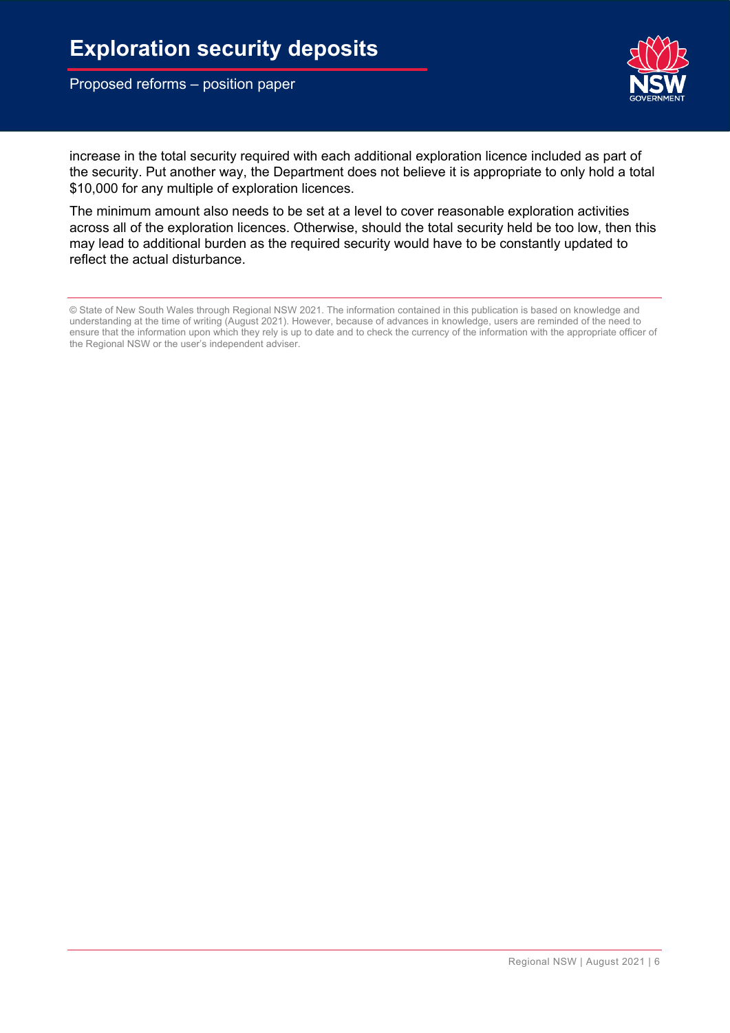increase in the total security required with each additional exploration licence included as part of the security. Put another way, the Department does not believe it is appropriate to only hold a total $10,000 for any multiple of exploration licences.

The minimum amount also needs to be set at a level to cover reasonable exploration activities across all of the exploration licences. Otherwise, should the total security held be too low, then this may lead to additional burden as the required security would have to be constantly updated to reflect the actual disturbance.

---

© State of New South Wales through Regional NSW 2021. The information contained in this publication is based on knowledge and understanding at the time of writing (August 2021). However, because of advances in knowledge, users are reminded of the need to ensure that the information upon which they rely is up to date and to check the currency of the information with the appropriate officer of the Regional NSW or the user's independent adviser.